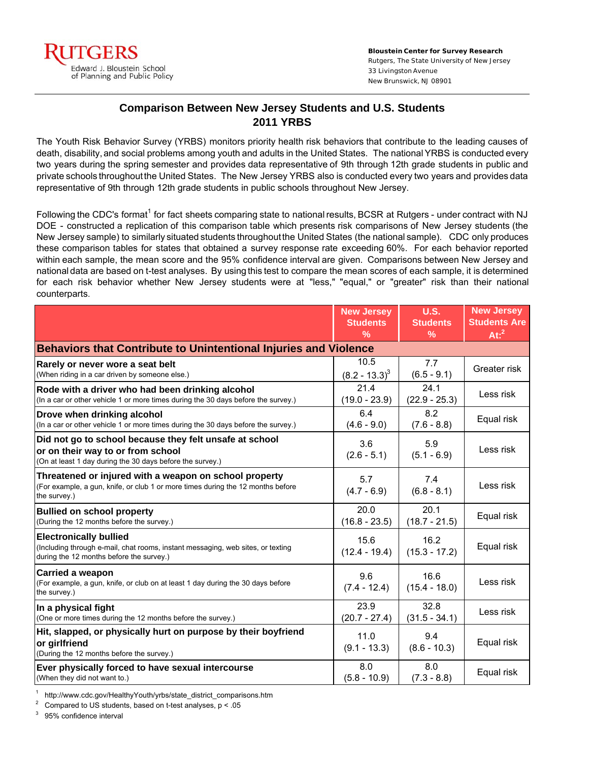RUTGERS
Edward J. Bloustein School of Planning and Public Policy

**Bloustein Center for Survey Research**
Rutgers, The State University of New Jersey
33 Livingston Avenue
New Brunswick, NJ 08901

## Comparison Between New Jersey Students and U.S. Students
## 2011 YRBS

The Youth Risk Behavior Survey (YRBS) monitors priority health risk behaviors that contribute to the leading causes of death, disability, and social problems among youth and adults in the United States. The national YRBS is conducted every two years during the spring semester and provides data representative of 9th through 12th grade students in public and private schools throughout the United States. The New Jersey YRBS also is conducted every two years and provides data representative of 9th through 12th grade students in public schools throughout New Jersey.

Following the CDC's format[1] for fact sheets comparing state to national results, BCSR at Rutgers - under contract with NJ DOE - constructed a replication of this comparison table which presents risk comparisons of New Jersey students (the New Jersey sample) to similarly situated students throughout the United States (the national sample). CDC only produces these comparison tables for states that obtained a survey response rate exceeding 60%. For each behavior reported within each sample, the mean score and the 95% confidence interval are given. Comparisons between New Jersey and national data are based on t-test analyses. By using this test to compare the mean scores of each sample, it is determined for each risk behavior whether New Jersey students were at "less," "equal," or "greater" risk than their national counterparts.

| | New Jersey Students % | U.S. Students % | New Jersey Students Are At:[2] |
|---|---|---|---|
| **Behaviors that Contribute to Unintentional Injuries and Violence** | | | |
| **Rarely or never wore a seat belt** (When riding in a car driven by someone else.) | 10.5 (8.2 - 13.3)[3] | 7.7 (6.5 - 9.1) | Greater risk |
| **Rode with a driver who had been drinking alcohol** (In a car or other vehicle 1 or more times during the 30 days before the survey.) | 21.4 (19.0 - 23.9) | 24.1 (22.9 - 25.3) | Less risk |
| **Drove when drinking alcohol** (In a car or other vehicle 1 or more times during the 30 days before the survey.) | 6.4 (4.6 - 9.0) | 8.2 (7.6 - 8.8) | Equal risk |
| **Did not go to school because they felt unsafe at school or on their way to or from school** (On at least 1 day during the 30 days before the survey.) | 3.6 (2.6 - 5.1) | 5.9 (5.1 - 6.9) | Less risk |
| **Threatened or injured with a weapon on school property** (For example, a gun, knife, or club 1 or more times during the 12 months before the survey.) | 5.7 (4.7 - 6.9) | 7.4 (6.8 - 8.1) | Less risk |
| **Bullied on school property** (During the 12 months before the survey.) | 20.0 (16.8 - 23.5) | 20.1 (18.7 - 21.5) | Equal risk |
| **Electronically bullied** (Including through e-mail, chat rooms, instant messaging, web sites, or texting during the 12 months before the survey.) | 15.6 (12.4 - 19.4) | 16.2 (15.3 - 17.2) | Equal risk |
| **Carried a weapon** (For example, a gun, knife, or club on at least 1 day during the 30 days before the survey.) | 9.6 (7.4 - 12.4) | 16.6 (15.4 - 18.0) | Less risk |
| **In a physical fight** (One or more times during the 12 months before the survey.) | 23.9 (20.7 - 27.4) | 32.8 (31.5 - 34.1) | Less risk |
| **Hit, slapped, or physically hurt on purpose by their boyfriend or girlfriend** (During the 12 months before the survey.) | 11.0 (9.1 - 13.3) | 9.4 (8.6 - 10.3) | Equal risk |
| **Ever physically forced to have sexual intercourse** (When they did not want to.) | 8.0 (5.8 - 10.9) | 8.0 (7.3 - 8.8) | Equal risk |

[1] http://www.cdc.gov/HealthyYouth/yrbs/state_district_comparisons.htm
[2] Compared to US students, based on t-test analyses, $p < .05$
[3] 95% confidence interval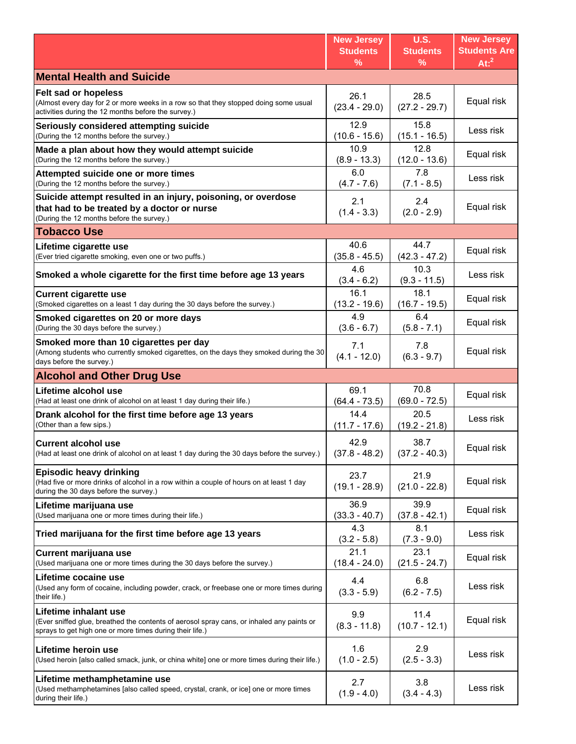| | New Jersey Students % | U.S. Students % | New Jersey Students Are At:[2] |
|---|---|---|---|
| **Mental Health and Suicide** | | | |
| **Felt sad or hopeless** (Almost every day for 2 or more weeks in a row so that they stopped doing some usual activities during the 12 months before the survey.) | 26.1 (23.4 - 29.0) | 28.5 (27.2 - 29.7) | Equal risk |
| **Seriously considered attempting suicide** (During the 12 months before the survey.) | 12.9 (10.6 - 15.6) | 15.8 (15.1 - 16.5) | Less risk |
| **Made a plan about how they would attempt suicide** (During the 12 months before the survey.) | 10.9 (8.9 - 13.3) | 12.8 (12.0 - 13.6) | Equal risk |
| **Attempted suicide one or more times** (During the 12 months before the survey.) | 6.0 (4.7 - 7.6) | 7.8 (7.1 - 8.5) | Less risk |
| **Suicide attempt resulted in an injury, poisoning, or overdose that had to be treated by a doctor or nurse** (During the 12 months before the survey.) | 2.1 (1.4 - 3.3) | 2.4 (2.0 - 2.9) | Equal risk |
| **Tobacco Use** | | | |
| **Lifetime cigarette use** (Ever tried cigarette smoking, even one or two puffs.) | 40.6 (35.8 - 45.5) | 44.7 (42.3 - 47.2) | Equal risk |
| **Smoked a whole cigarette for the first time before age 13 years** | 4.6 (3.4 - 6.2) | 10.3 (9.3 - 11.5) | Less risk |
| **Current cigarette use** (Smoked cigarettes on a least 1 day during the 30 days before the survey.) | 16.1 (13.2 - 19.6) | 18.1 (16.7 - 19.5) | Equal risk |
| **Smoked cigarettes on 20 or more days** (During the 30 days before the survey.) | 4.9 (3.6 - 6.7) | 6.4 (5.8 - 7.1) | Equal risk |
| **Smoked more than 10 cigarettes per day** (Among students who currently smoked cigarettes, on the days they smoked during the 30 days before the survey.) | 7.1 (4.1 - 12.0) | 7.8 (6.3 - 9.7) | Equal risk |
| **Alcohol and Other Drug Use** | | | |
| **Lifetime alcohol use** (Had at least one drink of alcohol on at least 1 day during their life.) | 69.1 (64.4 - 73.5) | 70.8 (69.0 - 72.5) | Equal risk |
| **Drank alcohol for the first time before age 13 years** (Other than a few sips.) | 14.4 (11.7 - 17.6) | 20.5 (19.2 - 21.8) | Less risk |
| **Current alcohol use** (Had at least one drink of alcohol on at least 1 day during the 30 days before the survey.) | 42.9 (37.8 - 48.2) | 38.7 (37.2 - 40.3) | Equal risk |
| **Episodic heavy drinking** (Had five or more drinks of alcohol in a row within a couple of hours on at least 1 day during the 30 days before the survey.) | 23.7 (19.1 - 28.9) | 21.9 (21.0 - 22.8) | Equal risk |
| **Lifetime marijuana use** (Used marijuana one or more times during their life.) | 36.9 (33.3 - 40.7) | 39.9 (37.8 - 42.1) | Equal risk |
| **Tried marijuana for the first time before age 13 years** | 4.3 (3.2 - 5.8) | 8.1 (7.3 - 9.0) | Less risk |
| **Current marijuana use** (Used marijuana one or more times during the 30 days before the survey.) | 21.1 (18.4 - 24.0) | 23.1 (21.5 - 24.7) | Equal risk |
| **Lifetime cocaine use** (Used any form of cocaine, including powder, crack, or freebase one or more times during their life.) | 4.4 (3.3 - 5.9) | 6.8 (6.2 - 7.5) | Less risk |
| **Lifetime inhalant use** (Ever sniffed glue, breathed the contents of aerosol spray cans, or inhaled any paints or sprays to get high one or more times during their life.) | 9.9 (8.3 - 11.8) | 11.4 (10.7 - 12.1) | Equal risk |
| **Lifetime heroin use** (Used heroin [also called smack, junk, or china white] one or more times during their life.) | 1.6 (1.0 - 2.5) | 2.9 (2.5 - 3.3) | Less risk |
| **Lifetime methamphetamine use** (Used methamphetamines [also called speed, crystal, crank, or ice] one or more times during their life.) | 2.7 (1.9 - 4.0) | 3.8 (3.4 - 4.3) | Less risk |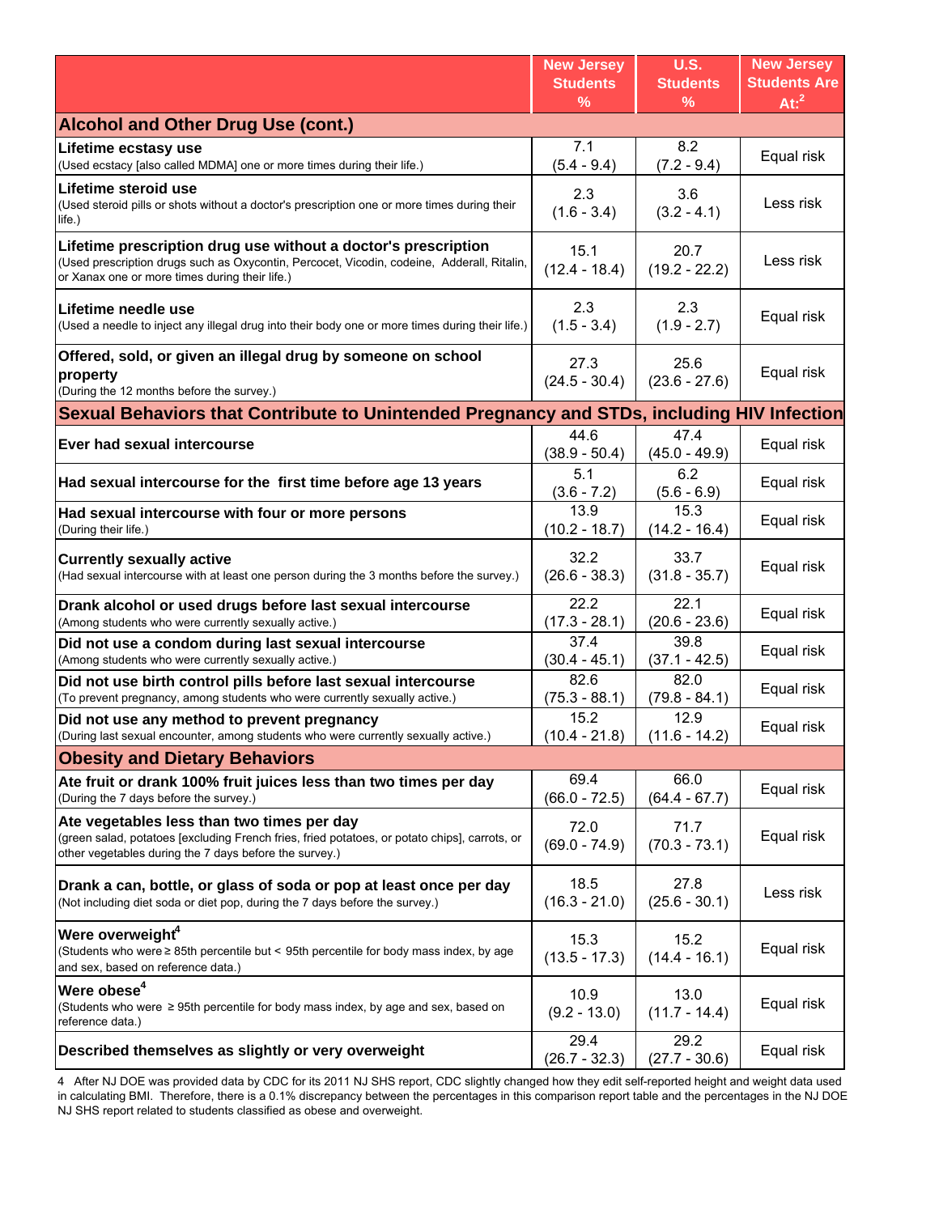| | New Jersey Students % | U.S. Students % | New Jersey Students Are At:[2] |
|---|---|---|---|
| **Alcohol and Other Drug Use (cont.)** | | | |
| **Lifetime ecstasy use** (Used ecstacy [also called MDMA] one or more times during their life.) | 7.1 (5.4 - 9.4) | 8.2 (7.2 - 9.4) | Equal risk |
| **Lifetime steroid use** (Used steroid pills or shots without a doctor's prescription one or more times during their life.) | 2.3 (1.6 - 3.4) | 3.6 (3.2 - 4.1) | Less risk |
| **Lifetime prescription drug use without a doctor's prescription** (Used prescription drugs such as Oxycontin, Percocet, Vicodin, codeine, Adderall, Ritalin, or Xanax one or more times during their life.) | 15.1 (12.4 - 18.4) | 20.7 (19.2 - 22.2) | Less risk |
| **Lifetime needle use** (Used a needle to inject any illegal drug into their body one or more times during their life.) | 2.3 (1.5 - 3.4) | 2.3 (1.9 - 2.7) | Equal risk |
| **Offered, sold, or given an illegal drug by someone on school property** (During the 12 months before the survey.) | 27.3 (24.5 - 30.4) | 25.6 (23.6 - 27.6) | Equal risk |
| **Sexual Behaviors that Contribute to Unintended Pregnancy and STDs, including HIV Infection** | | | |
| **Ever had sexual intercourse** | 44.6 (38.9 - 50.4) | 47.4 (45.0 - 49.9) | Equal risk |
| **Had sexual intercourse for the first time before age 13 years** | 5.1 (3.6 - 7.2) | 6.2 (5.6 - 6.9) | Equal risk |
| **Had sexual intercourse with four or more persons** (During their life.) | 13.9 (10.2 - 18.7) | 15.3 (14.2 - 16.4) | Equal risk |
| **Currently sexually active** (Had sexual intercourse with at least one person during the 3 months before the survey.) | 32.2 (26.6 - 38.3) | 33.7 (31.8 - 35.7) | Equal risk |
| **Drank alcohol or used drugs before last sexual intercourse** (Among students who were currently sexually active.) | 22.2 (17.3 - 28.1) | 22.1 (20.6 - 23.6) | Equal risk |
| **Did not use a condom during last sexual intercourse** (Among students who were currently sexually active.) | 37.4 (30.4 - 45.1) | 39.8 (37.1 - 42.5) | Equal risk |
| **Did not use birth control pills before last sexual intercourse** (To prevent pregnancy, among students who were currently sexually active.) | 82.6 (75.3 - 88.1) | 82.0 (79.8 - 84.1) | Equal risk |
| **Did not use any method to prevent pregnancy** (During last sexual encounter, among students who were currently sexually active.) | 15.2 (10.4 - 21.8) | 12.9 (11.6 - 14.2) | Equal risk |
| **Obesity and Dietary Behaviors** | | | |
| **Ate fruit or drank 100% fruit juices less than two times per day** (During the 7 days before the survey.) | 69.4 (66.0 - 72.5) | 66.0 (64.4 - 67.7) | Equal risk |
| **Ate vegetables less than two times per day** (green salad, potatoes [excluding French fries, fried potatoes, or potato chips], carrots, or other vegetables during the 7 days before the survey.) | 72.0 (69.0 - 74.9) | 71.7 (70.3 - 73.1) | Equal risk |
| **Drank a can, bottle, or glass of soda or pop at least once per day** (Not including diet soda or diet pop, during the 7 days before the survey.) | 18.5 (16.3 - 21.0) | 27.8 (25.6 - 30.1) | Less risk |
| **Were overweight[4]** (Students who were ≥ 85th percentile but < 95th percentile for body mass index, by age and sex, based on reference data.) | 15.3 (13.5 - 17.3) | 15.2 (14.4 - 16.1) | Equal risk |
| **Were obese[4]** (Students who were ≥ 95th percentile for body mass index, by age and sex, based on reference data.) | 10.9 (9.2 - 13.0) | 13.0 (11.7 - 14.4) | Equal risk |
| **Described themselves as slightly or very overweight** | 29.4 (26.7 - 32.3) | 29.2 (27.7 - 30.6) | Equal risk |

4 After NJ DOE was provided data by CDC for its 2011 NJ SHS report, CDC slightly changed how they edit self-reported height and weight data used in calculating BMI. Therefore, there is a 0.1% discrepancy between the percentages in this comparison report table and the percentages in the NJ DOE NJ SHS report related to students classified as obese and overweight.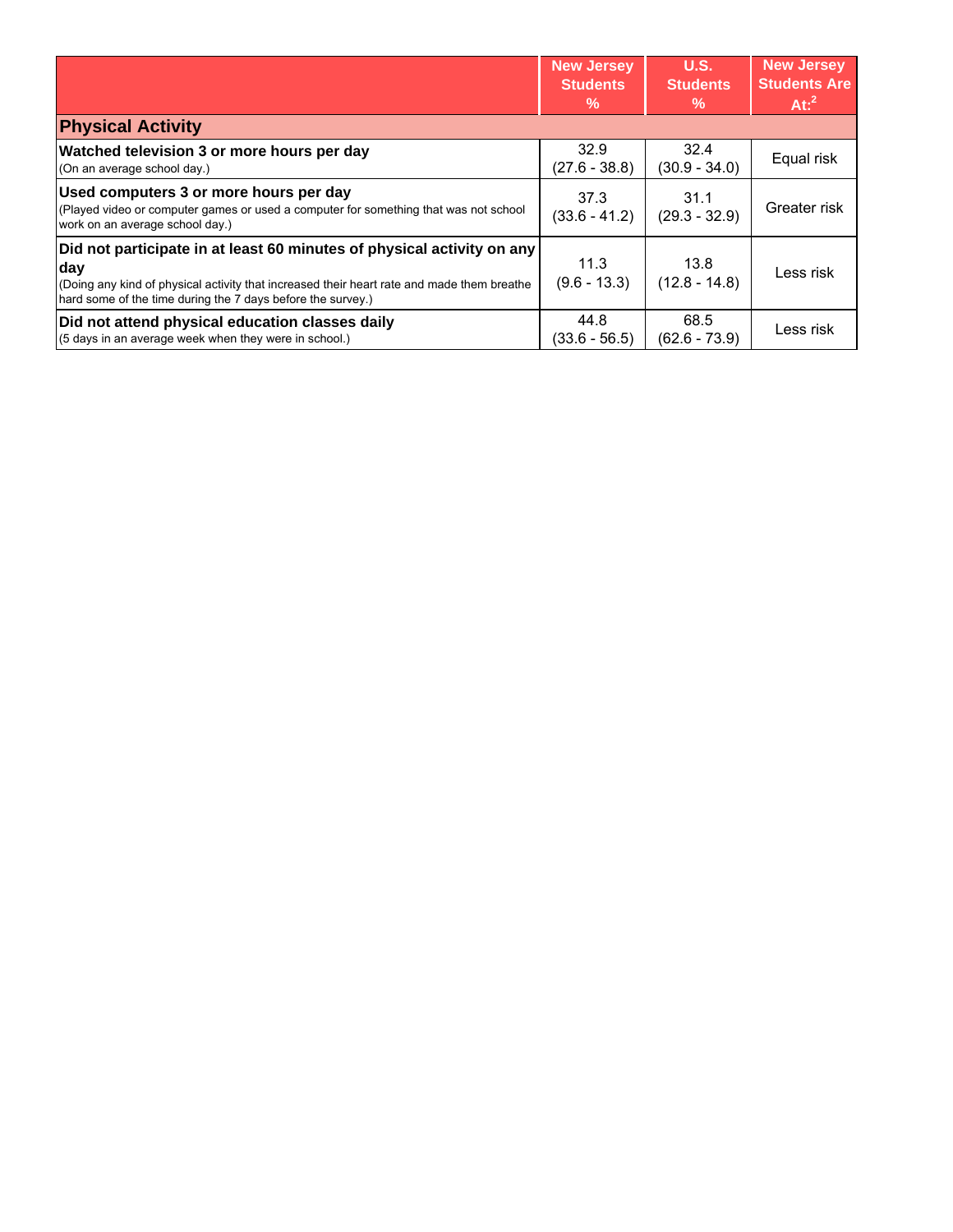| | New Jersey Students % | U.S. Students % | New Jersey Students Are At:[2] |
|---|---|---|---|
| **Physical Activity** | | | |
| **Watched television 3 or more hours per day** (On an average school day.) | 32.9 (27.6 - 38.8) | 32.4 (30.9 - 34.0) | Equal risk |
| **Used computers 3 or more hours per day** (Played video or computer games or used a computer for something that was not school work on an average school day.) | 37.3 (33.6 - 41.2) | 31.1 (29.3 - 32.9) | Greater risk |
| **Did not participate in at least 60 minutes of physical activity on any day** (Doing any kind of physical activity that increased their heart rate and made them breathe hard some of the time during the 7 days before the survey.) | 11.3 (9.6 - 13.3) | 13.8 (12.8 - 14.8) | Less risk |
| **Did not attend physical education classes daily** (5 days in an average week when they were in school.) | 44.8 (33.6 - 56.5) | 68.5 (62.6 - 73.9) | Less risk |